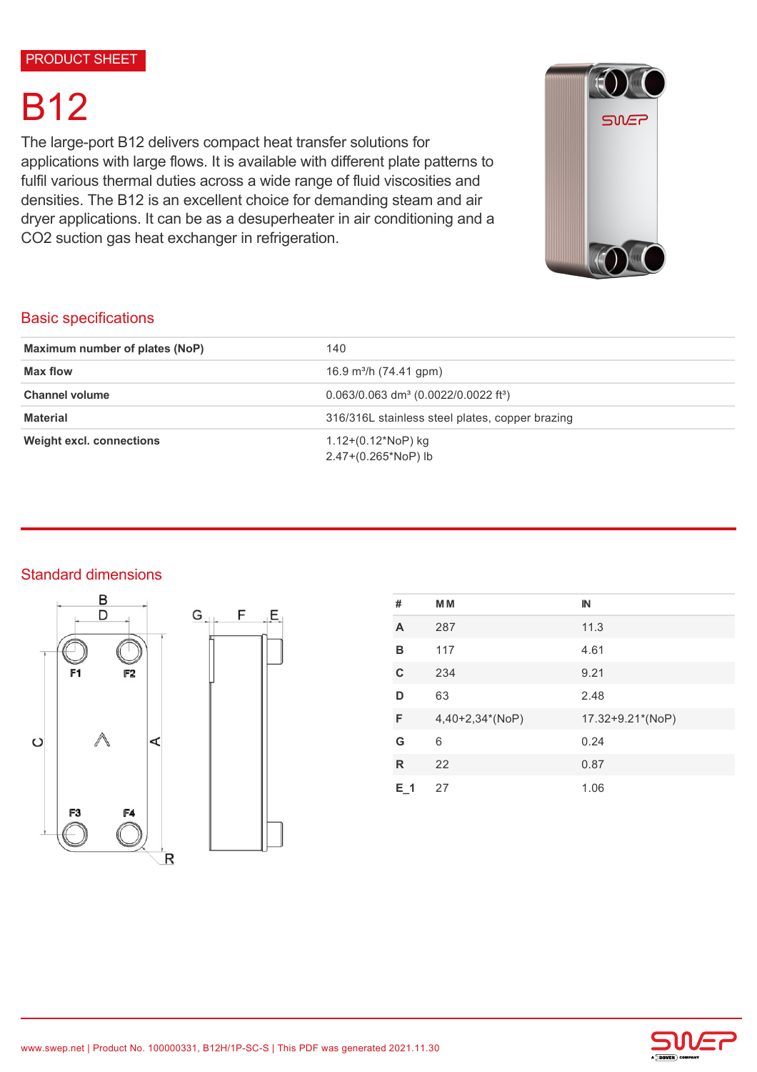PRODUCT SHEET

# B12

The large-port B12 delivers compact heat transfer solutions for applications with large flows. It is available with different plate patterns to fulfil various thermal duties across a wide range of fluid viscosities and densities. The B12 is an excellent choice for demanding steam and air dryer applications. It can be as a desuperheater in air conditioning and a CO2 suction gas heat exchanger in refrigeration.

## Basic specifications

| | |
|---|---|
| **Maximum number of plates (NoP)** | 140 |
| **Max flow** | 16.9 m³/h (74.41 gpm) |
| **Channel volume** | 0.063/0.063 dm³ (0.0022/0.0022 ft³) |
| **Material** | 316/316L stainless steel plates, copper brazing |
| **Weight excl. connections** | 1.12+(0.12*NoP) kg<br>2.47+(0.265*NoP) lb |

## Standard dimensions

| # | MM | IN |
|---|---|---|
| **A** | 287 | 11.3 |
| **B** | 117 | 4.61 |
| **C** | 234 | 9.21 |
| **D** | 63 | 2.48 |
| **F** | 4,40+2,34*(NoP) | 17.32+9.21*(NoP) |
| **G** | 6 | 0.24 |
| **R** | 22 | 0.87 |
| **E_1** | 27 | 1.06 |

www.swep.net | Product No. 100000331, B12H/1P-SC-S | This PDF was generated 2021.11.30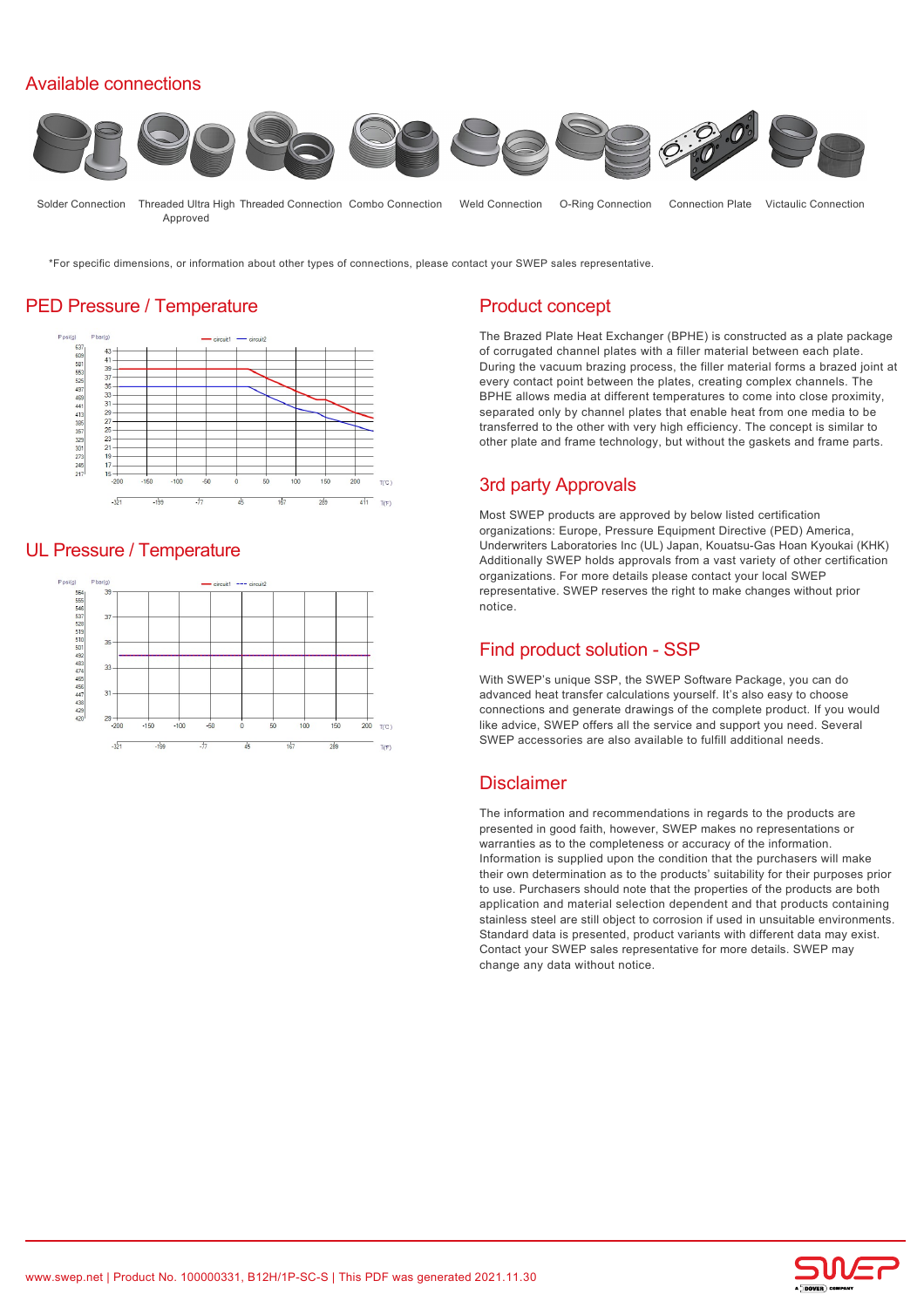## Available connections

Solder Connection | Threaded Ultra High Approved | Threaded Connection | Combo Connection | Weld Connection | O-Ring Connection | Connection Plate | Victaulic Connection

*For specific dimensions, or information about other types of connections, please contact your SWEP sales representative.

## PED Pressure / Temperature

P psi(g) P bar(g) — circuit1 — circuit2

637 609 581 553 525 497 469 441 413 385 357 329 301 273 245 217

43 41 39 37 35 33 31 29 27 25 23 21 19 17 15

-200 -150 -100 -50 0 50 100 150 200 T(°C)

-321 -199 -77 45 167 289 411 T(°F)

## UL Pressure / Temperature

P psi(g) P bar(g) — circuit1 --- circuit2

564 555 546 537 528 519 510 501 492 483 474 465 456 447 438 429 420

39 37 35 33 31 29

-200 -150 -100 -50 0 50 100 150 200 T(°C)

-321 -199 -77 45 167 289 T(°F)

## Product concept

The Brazed Plate Heat Exchanger (BPHE) is constructed as a plate package of corrugated channel plates with a filler material between each plate. During the vacuum brazing process, the filler material forms a brazed joint at every contact point between the plates, creating complex channels. The BPHE allows media at different temperatures to come into close proximity, separated only by channel plates that enable heat from one media to be transferred to the other with very high efficiency. The concept is similar to other plate and frame technology, but without the gaskets and frame parts.

## 3rd party Approvals

Most SWEP products are approved by below listed certification organizations: Europe, Pressure Equipment Directive (PED) America, Underwriters Laboratories Inc (UL) Japan, Kouatsu-Gas Hoan Kyoukai (KHK) Additionally SWEP holds approvals from a vast variety of other certification organizations. For more details please contact your local SWEP representative. SWEP reserves the right to make changes without prior notice.

## Find product solution - SSP

With SWEP's unique SSP, the SWEP Software Package, you can do advanced heat transfer calculations yourself. It's also easy to choose connections and generate drawings of the complete product. If you would like advice, SWEP offers all the service and support you need. Several SWEP accessories are also available to fulfill additional needs.

## Disclaimer

The information and recommendations in regards to the products are presented in good faith, however, SWEP makes no representations or warranties as to the completeness or accuracy of the information. Information is supplied upon the condition that the purchasers will make their own determination as to the products' suitability for their purposes prior to use. Purchasers should note that the properties of the products are both application and material selection dependent and that products containing stainless steel are still object to corrosion if used in unsuitable environments. Standard data is presented, product variants with different data may exist. Contact your SWEP sales representative for more details. SWEP may change any data without notice.

www.swep.net | Product No. 100000331, B12H/1P-SC-S | This PDF was generated 2021.11.30